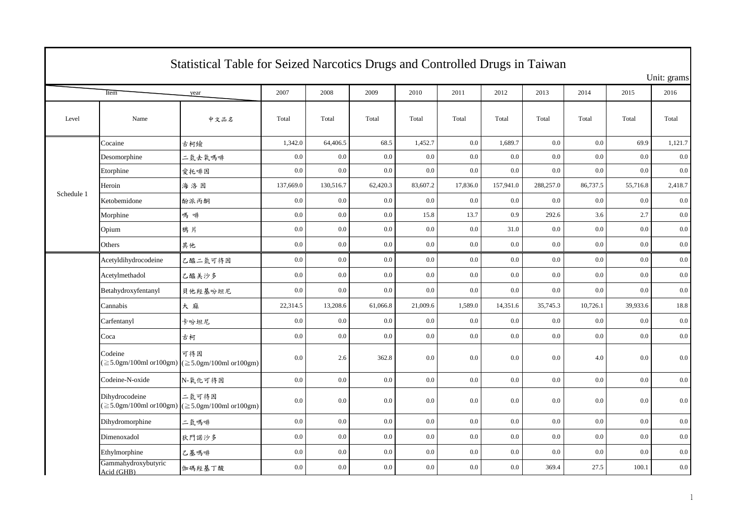# Statistical Table for Seized Narcotics Drugs and Controlled Drugs in Taiwan

Unit: grams

| Level | Name | 中文品名 | 2007 Total | 2008 Total | 2009 Total | 2010 Total | 2011 Total | 2012 Total | 2013 Total | 2014 Total | 2015 Total | 2016 Total |
|---|---|---|---|---|---|---|---|---|---|---|---|---|
| Schedule 1 | Cocaine | 古柯鹼 | 1,342.0 | 64,406.5 | 68.5 | 1,452.7 | 0.0 | 1,689.7 | 0.0 | 0.0 | 69.9 | 1,121.7 |
| | Desomorphine | 二氫去氧嗎啡 | 0.0 | 0.0 | 0.0 | 0.0 | 0.0 | 0.0 | 0.0 | 0.0 | 0.0 | 0.0 |
| | Etorphine | 愛托啡因 | 0.0 | 0.0 | 0.0 | 0.0 | 0.0 | 0.0 | 0.0 | 0.0 | 0.0 | 0.0 |
| | Heroin | 海 洛 因 | 137,669.0 | 130,516.7 | 62,420.3 | 83,607.2 | 17,836.0 | 157,941.0 | 288,257.0 | 86,737.5 | 55,716.8 | 2,418.7 |
| | Ketobemidone | 酚派丙酮 | 0.0 | 0.0 | 0.0 | 0.0 | 0.0 | 0.0 | 0.0 | 0.0 | 0.0 | 0.0 |
| | Morphine | 嗎 啡 | 0.0 | 0.0 | 0.0 | 15.8 | 13.7 | 0.9 | 292.6 | 3.6 | 2.7 | 0.0 |
| | Opium | 鴉 片 | 0.0 | 0.0 | 0.0 | 0.0 | 0.0 | 31.0 | 0.0 | 0.0 | 0.0 | 0.0 |
| | Others | 其他 | 0.0 | 0.0 | 0.0 | 0.0 | 0.0 | 0.0 | 0.0 | 0.0 | 0.0 | 0.0 |
| | Acetyldihydrocodeine | 乙醯二氫可待因 | 0.0 | 0.0 | 0.0 | 0.0 | 0.0 | 0.0 | 0.0 | 0.0 | 0.0 | 0.0 |
| | Acetylmethadol | 乙醯美沙多 | 0.0 | 0.0 | 0.0 | 0.0 | 0.0 | 0.0 | 0.0 | 0.0 | 0.0 | 0.0 |
| | Betahydroxyfentanyl | 貝他羥基吩坦尼 | 0.0 | 0.0 | 0.0 | 0.0 | 0.0 | 0.0 | 0.0 | 0.0 | 0.0 | 0.0 |
| | Cannabis | 大 麻 | 22,314.5 | 13,208.6 | 61,066.8 | 21,009.6 | 1,589.0 | 14,351.6 | 35,745.3 | 10,726.1 | 39,933.6 | 18.8 |
| | Carfentanyl | 卡吩坦尼 | 0.0 | 0.0 | 0.0 | 0.0 | 0.0 | 0.0 | 0.0 | 0.0 | 0.0 | 0.0 |
| | Coca | 古柯 | 0.0 | 0.0 | 0.0 | 0.0 | 0.0 | 0.0 | 0.0 | 0.0 | 0.0 | 0.0 |
| | Codeine (≧5.0gm/100ml or100gm) | 可待因 (≧5.0gm/100ml or100gm) | 0.0 | 2.6 | 362.8 | 0.0 | 0.0 | 0.0 | 0.0 | 4.0 | 0.0 | 0.0 |
| | Codeine-N-oxide | N-氧化可待因 | 0.0 | 0.0 | 0.0 | 0.0 | 0.0 | 0.0 | 0.0 | 0.0 | 0.0 | 0.0 |
| | Dihydrocodeine (≧5.0gm/100ml or100gm) | 二氫可待因 (≧5.0gm/100ml or100gm) | 0.0 | 0.0 | 0.0 | 0.0 | 0.0 | 0.0 | 0.0 | 0.0 | 0.0 | 0.0 |
| | Dihydromorphine | 二氫嗎啡 | 0.0 | 0.0 | 0.0 | 0.0 | 0.0 | 0.0 | 0.0 | 0.0 | 0.0 | 0.0 |
| | Dimenoxadol | 狄門諾沙多 | 0.0 | 0.0 | 0.0 | 0.0 | 0.0 | 0.0 | 0.0 | 0.0 | 0.0 | 0.0 |
| | Ethylmorphine | 乙基嗎啡 | 0.0 | 0.0 | 0.0 | 0.0 | 0.0 | 0.0 | 0.0 | 0.0 | 0.0 | 0.0 |
| | Gammahydroxybutyric Acid (GHB) | 伽碼羥基丁酸 | 0.0 | 0.0 | 0.0 | 0.0 | 0.0 | 0.0 | 369.4 | 27.5 | 100.1 | 0.0 |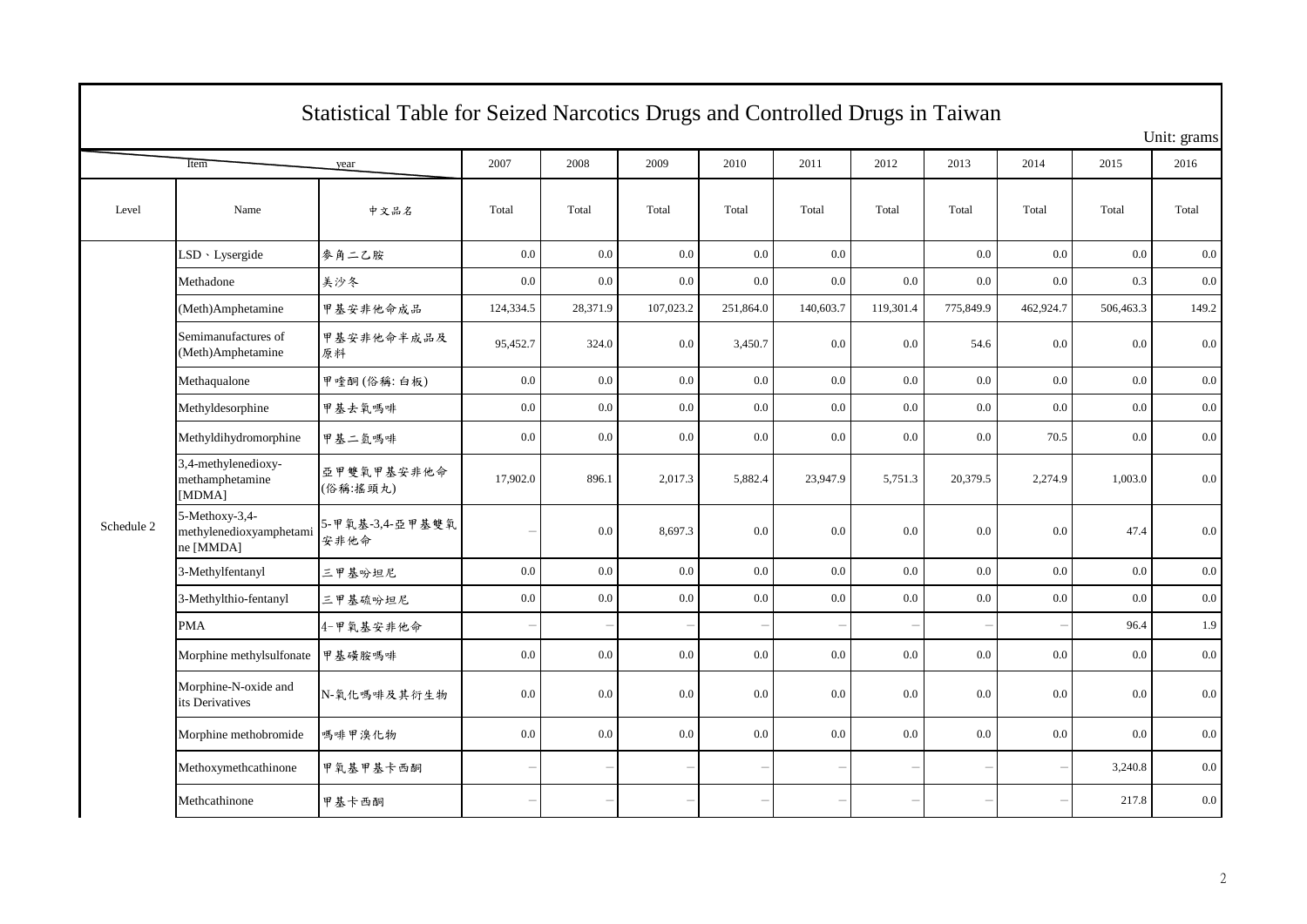# Statistical Table for Seized Narcotics Drugs and Controlled Drugs in Taiwan

Unit: grams

| Item / year | | | 2007 | 2008 | 2009 | 2010 | 2011 | 2012 | 2013 | 2014 | 2015 | 2016 |
|---|---|---|---|---|---|---|---|---|---|---|---|---|
| Level | Name | 中文品名 | Total | Total | Total | Total | Total | Total | Total | Total | Total | Total |
| Schedule 2 | LSD、Lysergide | 麥角二乙胺 | 0.0 | 0.0 | 0.0 | 0.0 | 0.0 | | 0.0 | 0.0 | 0.0 | 0.0 |
| | Methadone | 美沙冬 | 0.0 | 0.0 | 0.0 | 0.0 | 0.0 | 0.0 | 0.0 | 0.0 | 0.3 | 0.0 |
| | (Meth)Amphetamine | 甲基安非他命成品 | 124,334.5 | 28,371.9 | 107,023.2 | 251,864.0 | 140,603.7 | 119,301.4 | 775,849.9 | 462,924.7 | 506,463.3 | 149.2 |
| | Semimanufactures of (Meth)Amphetamine | 甲基安非他命半成品及原料 | 95,452.7 | 324.0 | 0.0 | 3,450.7 | 0.0 | 0.0 | 54.6 | 0.0 | 0.0 | 0.0 |
| | Methaqualone | 甲喹酮(俗稱:白板) | 0.0 | 0.0 | 0.0 | 0.0 | 0.0 | 0.0 | 0.0 | 0.0 | 0.0 | 0.0 |
| | Methyldesorphine | 甲基去氧嗎啡 | 0.0 | 0.0 | 0.0 | 0.0 | 0.0 | 0.0 | 0.0 | 0.0 | 0.0 | 0.0 |
| | Methyldihydromorphine | 甲基二氫嗎啡 | 0.0 | 0.0 | 0.0 | 0.0 | 0.0 | 0.0 | 0.0 | 70.5 | 0.0 | 0.0 |
| | 3,4-methylenedioxy-methamphetamine [MDMA] | 亞甲雙氧甲基安非他命(俗稱:搖頭丸) | 17,902.0 | 896.1 | 2,017.3 | 5,882.4 | 23,947.9 | 5,751.3 | 20,379.5 | 2,274.9 | 1,003.0 | 0.0 |
| | 5-Methoxy-3,4-methylenedioxyamphetamine [MMDA] | 5-甲氧基-3,4-亞甲基雙氧安非他命 | – | 0.0 | 8,697.3 | 0.0 | 0.0 | 0.0 | 0.0 | 0.0 | 47.4 | 0.0 |
| | 3-Methylfentanyl | 三甲基吩坦尼 | 0.0 | 0.0 | 0.0 | 0.0 | 0.0 | 0.0 | 0.0 | 0.0 | 0.0 | 0.0 |
| | 3-Methylthio-fentanyl | 三甲基硫吩坦尼 | 0.0 | 0.0 | 0.0 | 0.0 | 0.0 | 0.0 | 0.0 | 0.0 | 0.0 | 0.0 |
| | PMA | 4-甲氧基安非他命 | – | – | – | – | – | – | – | – | 96.4 | 1.9 |
| | Morphine methylsulfonate | 甲基磺胺嗎啡 | 0.0 | 0.0 | 0.0 | 0.0 | 0.0 | 0.0 | 0.0 | 0.0 | 0.0 | 0.0 |
| | Morphine-N-oxide and its Derivatives | N-氧化嗎啡及其衍生物 | 0.0 | 0.0 | 0.0 | 0.0 | 0.0 | 0.0 | 0.0 | 0.0 | 0.0 | 0.0 |
| | Morphine methobromide | 嗎啡甲溴化物 | 0.0 | 0.0 | 0.0 | 0.0 | 0.0 | 0.0 | 0.0 | 0.0 | 0.0 | 0.0 |
| | Methoxymethcathinone | 甲氧基甲基卡西酮 | – | – | – | – | – | – | – | – | 3,240.8 | 0.0 |
| | Methcathinone | 甲基卡西酮 | – | – | – | – | – | – | – | – | 217.8 | 0.0 |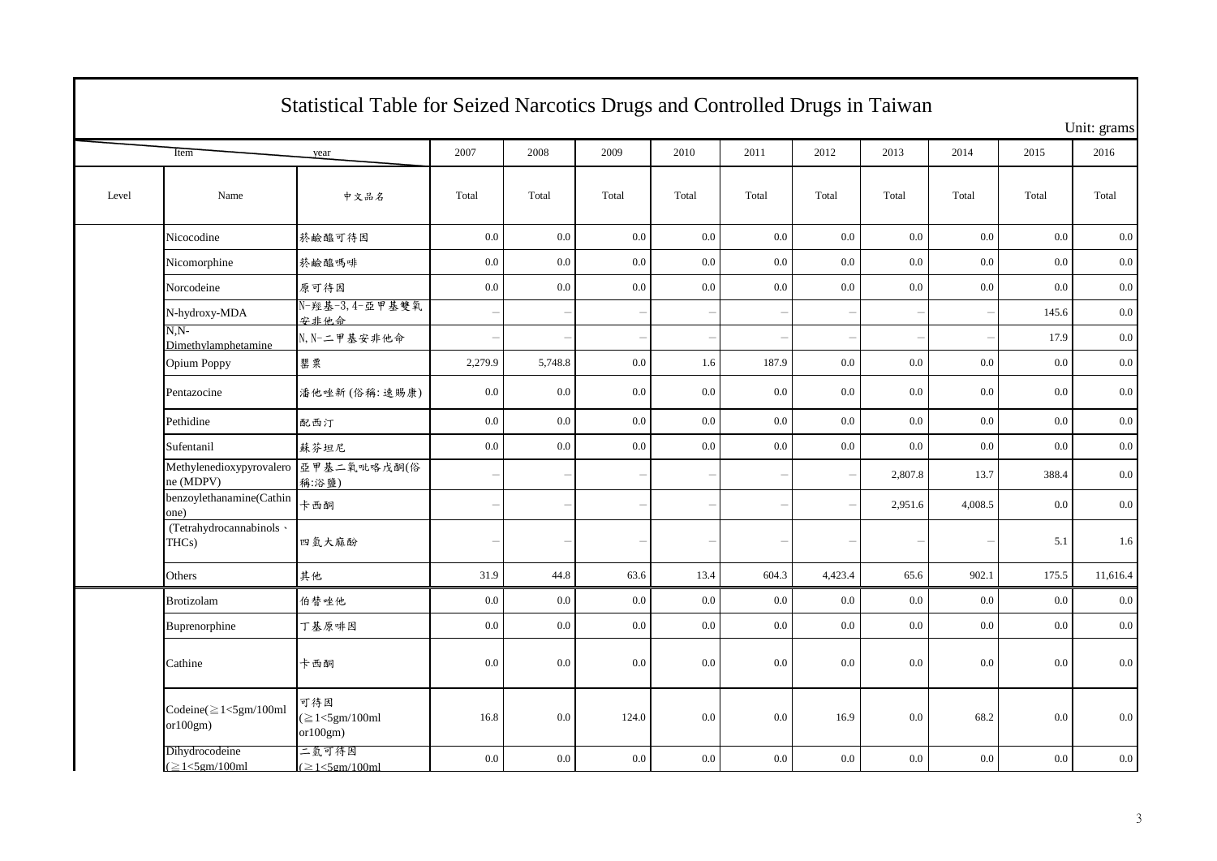# Statistical Table for Seized Narcotics Drugs and Controlled Drugs in Taiwan

Unit: grams

| Item / year | | | 2007 | 2008 | 2009 | 2010 | 2011 | 2012 | 2013 | 2014 | 2015 | 2016 |
|---|---|---|---|---|---|---|---|---|---|---|---|---|
| Level | Name | 中文品名 | Total | Total | Total | Total | Total | Total | Total | Total | Total | Total |
| | Nicocodine | 菸鹼醯可待因 | 0.0 | 0.0 | 0.0 | 0.0 | 0.0 | 0.0 | 0.0 | 0.0 | 0.0 | 0.0 |
| | Nicomorphine | 菸鹼醯嗎啡 | 0.0 | 0.0 | 0.0 | 0.0 | 0.0 | 0.0 | 0.0 | 0.0 | 0.0 | 0.0 |
| | Norcodeine | 原可待因 | 0.0 | 0.0 | 0.0 | 0.0 | 0.0 | 0.0 | 0.0 | 0.0 | 0.0 | 0.0 |
| | N-hydroxy-MDA | N-羥基-3,4-亞甲基雙氧安非他命 | – | – | – | – | – | – | – | – | 145.6 | 0.0 |
| | N,N-Dimethylamphetamine | N,N-二甲基安非他命 | – | – | – | – | – | – | – | – | 17.9 | 0.0 |
| | Opium Poppy | 罌粟 | 2,279.9 | 5,748.8 | 0.0 | 1.6 | 187.9 | 0.0 | 0.0 | 0.0 | 0.0 | 0.0 |
| | Pentazocine | 潘他唑新 (俗稱: 速賜康) | 0.0 | 0.0 | 0.0 | 0.0 | 0.0 | 0.0 | 0.0 | 0.0 | 0.0 | 0.0 |
| | Pethidine | 配西汀 | 0.0 | 0.0 | 0.0 | 0.0 | 0.0 | 0.0 | 0.0 | 0.0 | 0.0 | 0.0 |
| | Sufentanil | 蘇芬坦尼 | 0.0 | 0.0 | 0.0 | 0.0 | 0.0 | 0.0 | 0.0 | 0.0 | 0.0 | 0.0 |
| | Methylenedioxypyrovalerone (MDPV) | 亞甲基二氧吡咯戊酮(俗稱:浴鹽) | – | – | – | – | – | – | 2,807.8 | 13.7 | 388.4 | 0.0 |
| | benzoylethanamine(Cathinone) | 卡西酮 | – | – | – | – | – | – | 2,951.6 | 4,008.5 | 0.0 | 0.0 |
| | (Tetrahydrocannabinols、THCs) | 四氫大麻酚 | – | – | – | – | – | – | – | – | 5.1 | 1.6 |
| | Others | 其他 | 31.9 | 44.8 | 63.6 | 13.4 | 604.3 | 4,423.4 | 65.6 | 902.1 | 175.5 | 11,616.4 |
| | Brotizolam | 伯替唑他 | 0.0 | 0.0 | 0.0 | 0.0 | 0.0 | 0.0 | 0.0 | 0.0 | 0.0 | 0.0 |
| | Buprenorphine | 丁基原啡因 | 0.0 | 0.0 | 0.0 | 0.0 | 0.0 | 0.0 | 0.0 | 0.0 | 0.0 | 0.0 |
| | Cathine | 卡西酮 | 0.0 | 0.0 | 0.0 | 0.0 | 0.0 | 0.0 | 0.0 | 0.0 | 0.0 | 0.0 |
| | Codeine(≧1<5gm/100ml or100gm) | 可待因(≧1<5gm/100ml or100gm) | 16.8 | 0.0 | 124.0 | 0.0 | 0.0 | 16.9 | 0.0 | 68.2 | 0.0 | 0.0 |
| | Dihydrocodeine (≧1<5gm/100ml | 二氫可待因(≧1<5gm/100ml | 0.0 | 0.0 | 0.0 | 0.0 | 0.0 | 0.0 | 0.0 | 0.0 | 0.0 | 0.0 |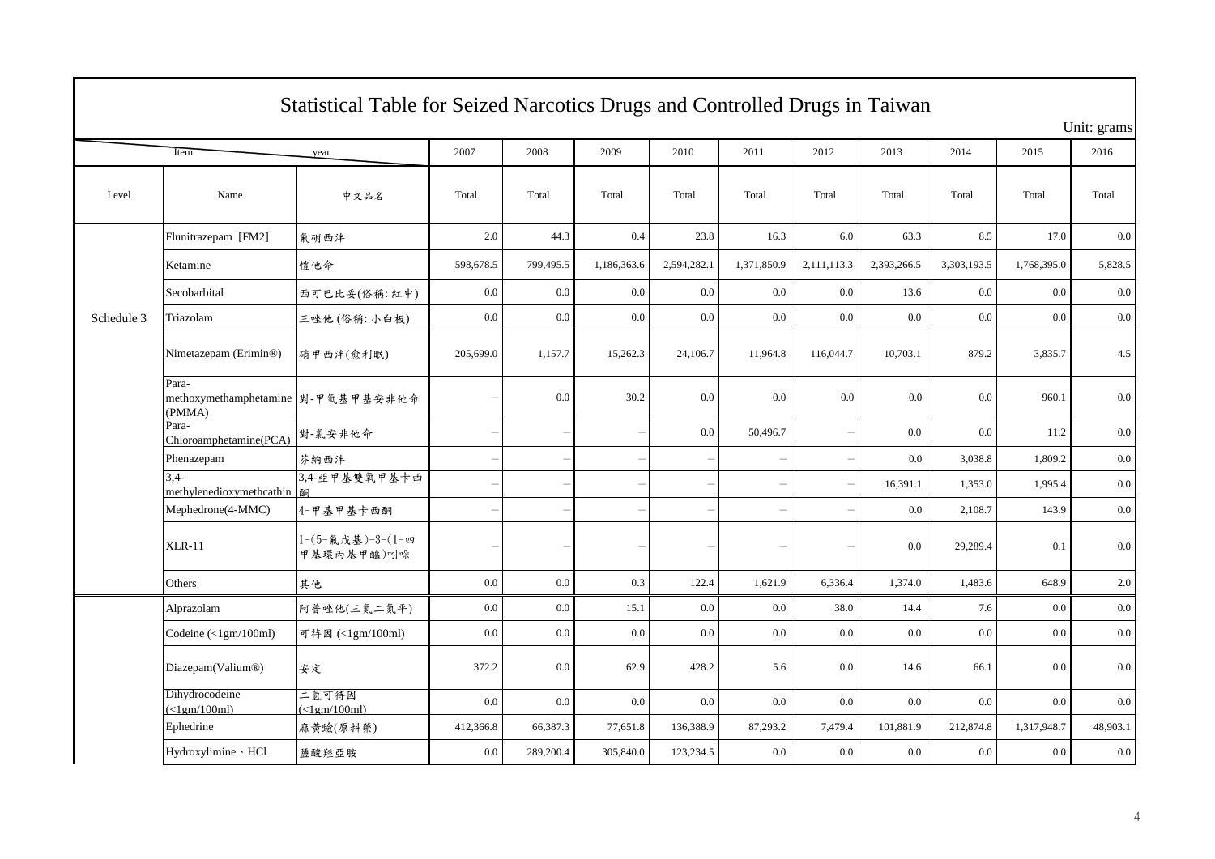# Statistical Table for Seized Narcotics Drugs and Controlled Drugs in Taiwan

Unit: grams

| Item / year | | | 2007 | 2008 | 2009 | 2010 | 2011 | 2012 | 2013 | 2014 | 2015 | 2016 |
|---|---|---|---|---|---|---|---|---|---|---|---|---|
| Level | Name | 中文品名 | Total | Total | Total | Total | Total | Total | Total | Total | Total | Total |
| Schedule 3 | Flunitrazepam [FM2] | 氟硝西泮 | 2.0 | 44.3 | 0.4 | 23.8 | 16.3 | 6.0 | 63.3 | 8.5 | 17.0 | 0.0 |
| | Ketamine | 愷他命 | 598,678.5 | 799,495.5 | 1,186,363.6 | 2,594,282.1 | 1,371,850.9 | 2,111,113.3 | 2,393,266.5 | 3,303,193.5 | 1,768,395.0 | 5,828.5 |
| | Secobarbital | 西可巴比妥(俗稱: 紅中) | 0.0 | 0.0 | 0.0 | 0.0 | 0.0 | 0.0 | 13.6 | 0.0 | 0.0 | 0.0 |
| | Triazolam | 三唑他 (俗稱: 小白板) | 0.0 | 0.0 | 0.0 | 0.0 | 0.0 | 0.0 | 0.0 | 0.0 | 0.0 | 0.0 |
| | Nimetazepam (Erimin®) | 硝甲西泮(愈利眠) | 205,699.0 | 1,157.7 | 15,262.3 | 24,106.7 | 11,964.8 | 116,044.7 | 10,703.1 | 879.2 | 3,835.7 | 4.5 |
| | Para-methoxymethamphetamine (PMMA) | 對-甲氧基甲基安非他命 | – | 0.0 | 30.2 | 0.0 | 0.0 | 0.0 | 0.0 | 0.0 | 960.1 | 0.0 |
| | Para-Chloroamphetamine(PCA) | 對-氯安非他命 | – | – | – | 0.0 | 50,496.7 | – | 0.0 | 0.0 | 11.2 | 0.0 |
| | Phenazepam | 芬納西泮 | – | – | – | – | – | – | 0.0 | 3,038.8 | 1,809.2 | 0.0 |
| | 3,4-methylenedioxymethcathinone | 3,4-亞甲基雙氧甲基卡西酮 | – | – | – | – | – | – | 16,391.1 | 1,353.0 | 1,995.4 | 0.0 |
| | Mephedrone(4-MMC) | 4-甲基甲基卡西酮 | – | – | – | – | – | – | 0.0 | 2,108.7 | 143.9 | 0.0 |
| | XLR-11 | 1-(5-氟戊基)-3-(1-四甲基環丙基甲醯)吲哚 | – | – | – | – | – | – | 0.0 | 29,289.4 | 0.1 | 0.0 |
| | Others | 其他 | 0.0 | 0.0 | 0.3 | 122.4 | 1,621.9 | 6,336.4 | 1,374.0 | 1,483.6 | 648.9 | 2.0 |
| | Alprazolam | 阿普唑他(三氮二氮平) | 0.0 | 0.0 | 15.1 | 0.0 | 0.0 | 38.0 | 14.4 | 7.6 | 0.0 | 0.0 |
| | Codeine (<1gm/100ml) | 可待因 (<1gm/100ml) | 0.0 | 0.0 | 0.0 | 0.0 | 0.0 | 0.0 | 0.0 | 0.0 | 0.0 | 0.0 |
| | Diazepam(Valium®) | 安定 | 372.2 | 0.0 | 62.9 | 428.2 | 5.6 | 0.0 | 14.6 | 66.1 | 0.0 | 0.0 |
| | Dihydrocodeine (<1gm/100ml) | 二氫可待因 (<1gm/100ml) | 0.0 | 0.0 | 0.0 | 0.0 | 0.0 | 0.0 | 0.0 | 0.0 | 0.0 | 0.0 |
| | Ephedrine | 麻黃鹼(原料藥) | 412,366.8 | 66,387.3 | 77,651.8 | 136,388.9 | 87,293.2 | 7,479.4 | 101,881.9 | 212,874.8 | 1,317,948.7 | 48,903.1 |
| | Hydroxylimine、HCl | 鹽酸羥亞胺 | 0.0 | 289,200.4 | 305,840.0 | 123,234.5 | 0.0 | 0.0 | 0.0 | 0.0 | 0.0 | 0.0 |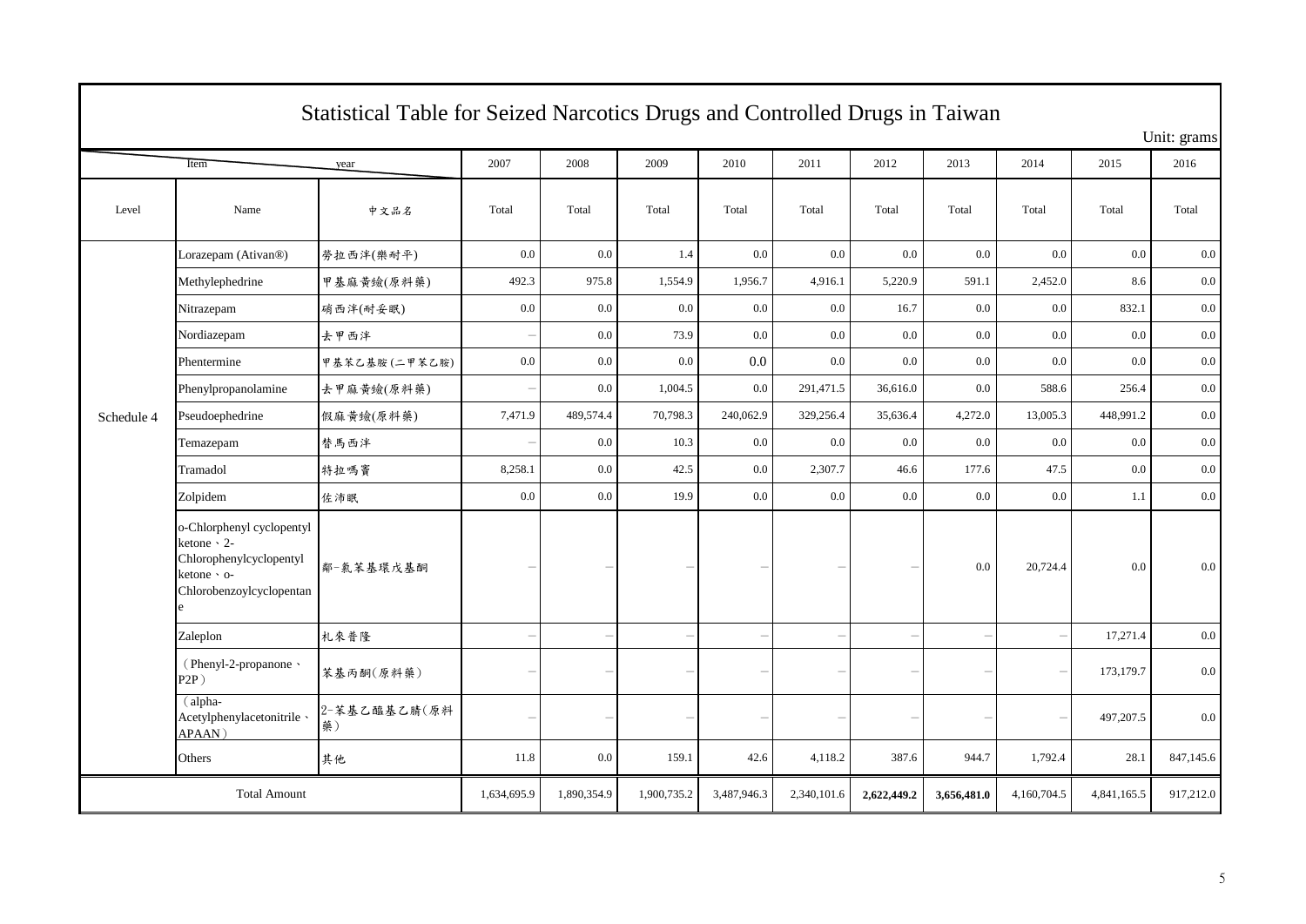# Statistical Table for Seized Narcotics Drugs and Controlled Drugs in Taiwan

Unit: grams

| Level | Name | 中文品名 | 2007 Total | 2008 Total | 2009 Total | 2010 Total | 2011 Total | 2012 Total | 2013 Total | 2014 Total | 2015 Total | 2016 Total |
|---|---|---|---|---|---|---|---|---|---|---|---|---|
| Schedule 4 | Lorazepam (Ativan®) | 劳拉西泮(樂耐平) | 0.0 | 0.0 | 1.4 | 0.0 | 0.0 | 0.0 | 0.0 | 0.0 | 0.0 | 0.0 |
| | Methylephedrine | 甲基麻黃鹼(原料藥) | 492.3 | 975.8 | 1,554.9 | 1,956.7 | 4,916.1 | 5,220.9 | 591.1 | 2,452.0 | 8.6 | 0.0 |
| | Nitrazepam | 硝西泮(耐妥眠) | 0.0 | 0.0 | 0.0 | 0.0 | 0.0 | 16.7 | 0.0 | 0.0 | 832.1 | 0.0 |
| | Nordiazepam | 去甲西泮 | — | 0.0 | 73.9 | 0.0 | 0.0 | 0.0 | 0.0 | 0.0 | 0.0 | 0.0 |
| | Phentermine | 甲基苯乙基胺(二甲苯乙胺) | 0.0 | 0.0 | 0.0 | 0.0 | 0.0 | 0.0 | 0.0 | 0.0 | 0.0 | 0.0 |
| | Phenylpropanolamine | 去甲麻黃鹼(原料藥) | — | 0.0 | 1,004.5 | 0.0 | 291,471.5 | 36,616.0 | 0.0 | 588.6 | 256.4 | 0.0 |
| | Pseudoephedrine | 假麻黃鹼(原料藥) | 7,471.9 | 489,574.4 | 70,798.3 | 240,062.9 | 329,256.4 | 35,636.4 | 4,272.0 | 13,005.3 | 448,991.2 | 0.0 |
| | Temazepam | 替馬西泮 | — | 0.0 | 10.3 | 0.0 | 0.0 | 0.0 | 0.0 | 0.0 | 0.0 | 0.0 |
| | Tramadol | 特拉嗎竇 | 8,258.1 | 0.0 | 42.5 | 0.0 | 2,307.7 | 46.6 | 177.6 | 47.5 | 0.0 | 0.0 |
| | Zolpidem | 佐沛眠 | 0.0 | 0.0 | 19.9 | 0.0 | 0.0 | 0.0 | 0.0 | 0.0 | 1.1 | 0.0 |
| | o-Chlorphenyl cyclopentyl ketone、2-Chlorophenylcyclopentyl ketone、o-Chlorobenzoylcyclopentane | 鄰-氯苯基環戊基酮 | — | — | — | — | — | — | 0.0 | 20,724.4 | 0.0 | 0.0 |
| | Zaleplon | 札來普隆 | — | — | — | — | — | — | — | — | 17,271.4 | 0.0 |
| | （Phenyl-2-propanone、P2P） | 苯基丙酮（原料藥） | — | — | — | — | — | — | — | — | 173,179.7 | 0.0 |
| | （alpha-Acetylphenylacetonitrile、APAAN） | 2-苯基乙醯基乙腈（原料藥） | — | — | — | — | — | — | — | — | 497,207.5 | 0.0 |
| | Others | 其他 | 11.8 | 0.0 | 159.1 | 42.6 | 4,118.2 | 387.6 | 944.7 | 1,792.4 | 28.1 | 847,145.6 |
| Total Amount | | | 1,634,695.9 | 1,890,354.9 | 1,900,735.2 | 3,487,946.3 | 2,340,101.6 | **2,622,449.2** | **3,656,481.0** | 4,160,704.5 | 4,841,165.5 | 917,212.0 |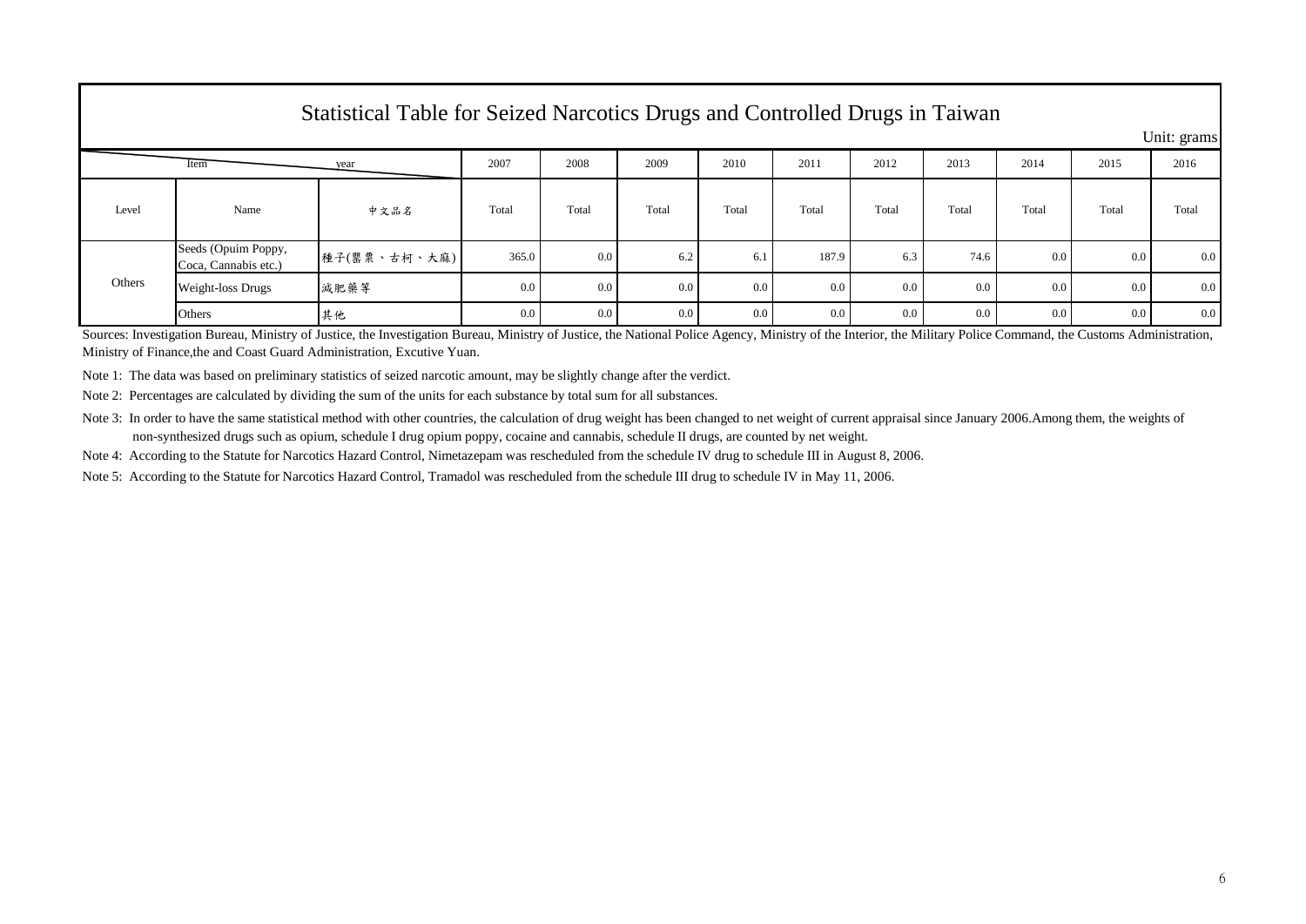# Statistical Table for Seized Narcotics Drugs and Controlled Drugs in Taiwan

Unit: grams

| Item / year | | | 2007 | 2008 | 2009 | 2010 | 2011 | 2012 | 2013 | 2014 | 2015 | 2016 |
|---|---|---|---|---|---|---|---|---|---|---|---|---|
| Level | Name | 中文品名 | Total | Total | Total | Total | Total | Total | Total | Total | Total | Total |
| Others | Seeds (Opuim Poppy, Coca, Cannabis etc.) | 種子(罌粟、古柯、大麻) | 365.0 | 0.0 | 6.2 | 6.1 | 187.9 | 6.3 | 74.6 | 0.0 | 0.0 | 0.0 |
| | Weight-loss Drugs | 減肥藥等 | 0.0 | 0.0 | 0.0 | 0.0 | 0.0 | 0.0 | 0.0 | 0.0 | 0.0 | 0.0 |
| | Others | 其他 | 0.0 | 0.0 | 0.0 | 0.0 | 0.0 | 0.0 | 0.0 | 0.0 | 0.0 | 0.0 |

Sources: Investigation Bureau, Ministry of Justice, the Investigation Bureau, Ministry of Justice, the National Police Agency, Ministry of the Interior, the Military Police Command, the Customs Administration, Ministry of Finance,the and Coast Guard Administration, Excutive Yuan.

Note 1: The data was based on preliminary statistics of seized narcotic amount, may be slightly change after the verdict.

Note 2: Percentages are calculated by dividing the sum of the units for each substance by total sum for all substances.

Note 3: In order to have the same statistical method with other countries, the calculation of drug weight has been changed to net weight of current appraisal since January 2006.Among them, the weights of non-synthesized drugs such as opium, schedule I drug opium poppy, cocaine and cannabis, schedule II drugs, are counted by net weight.

Note 4: According to the Statute for Narcotics Hazard Control, Nimetazepam was rescheduled from the schedule IV drug to schedule III in August 8, 2006.

Note 5: According to the Statute for Narcotics Hazard Control, Tramadol was rescheduled from the schedule III drug to schedule IV in May 11, 2006.